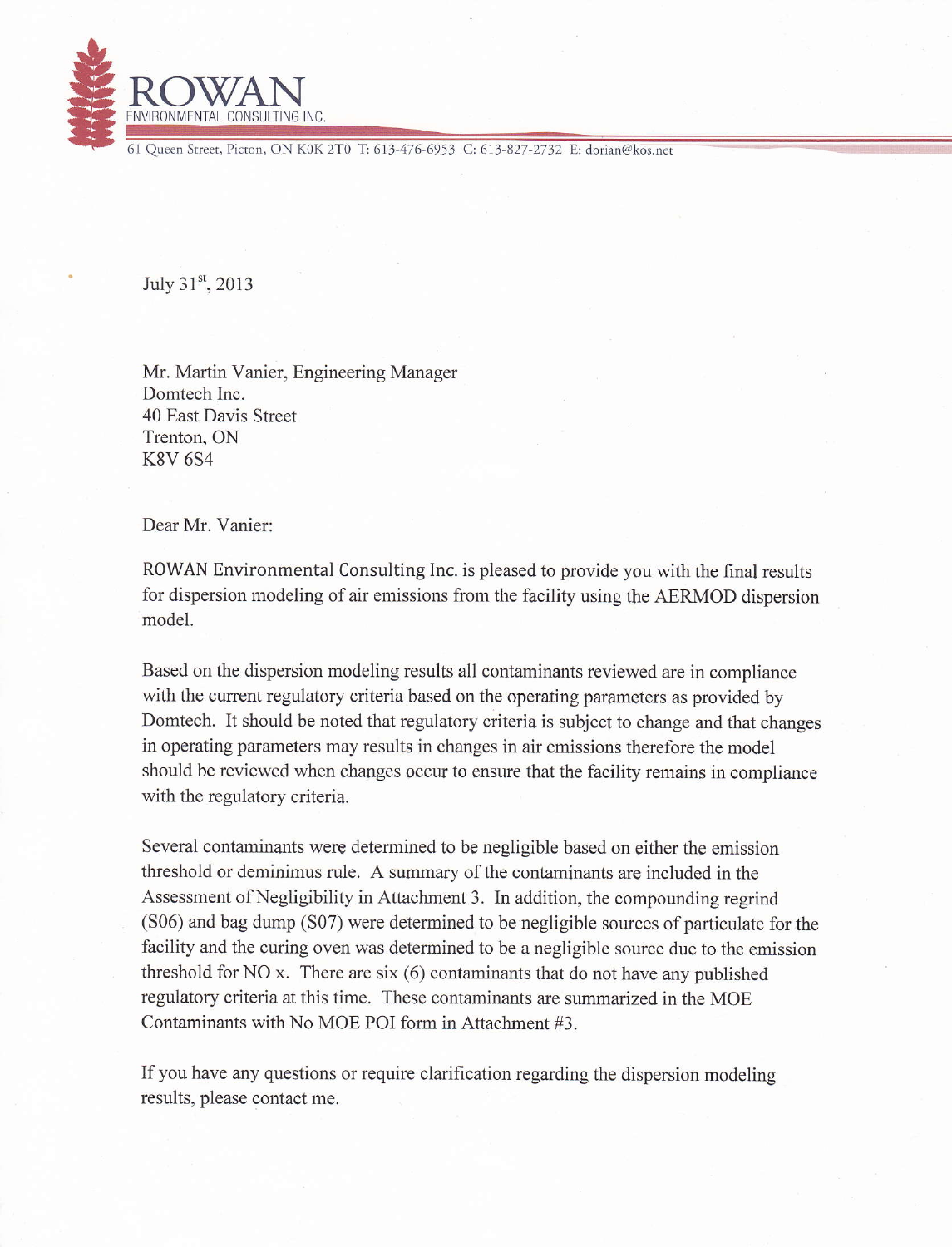**ROWAN**
ENVIRONMENTAL CONSULTING INC.

61 Queen Street, Picton, ON K0K 2T0 T: 613-476-6953 C: 613-827-2732 E: dorian@kos.net

July 31st, 2013

Mr. Martin Vanier, Engineering Manager
Domtech Inc.
40 East Davis Street
Trenton, ON
K8V 6S4

Dear Mr. Vanier:

ROWAN Environmental Consulting Inc. is pleased to provide you with the final results for dispersion modeling of air emissions from the facility using the AERMOD dispersion model.

Based on the dispersion modeling results all contaminants reviewed are in compliance with the current regulatory criteria based on the operating parameters as provided by Domtech. It should be noted that regulatory criteria is subject to change and that changes in operating parameters may results in changes in air emissions therefore the model should be reviewed when changes occur to ensure that the facility remains in compliance with the regulatory criteria.

Several contaminants were determined to be negligible based on either the emission threshold or deminimus rule. A summary of the contaminants are included in the Assessment of Negligibility in Attachment 3. In addition, the compounding regrind (S06) and bag dump (S07) were determined to be negligible sources of particulate for the facility and the curing oven was determined to be a negligible source due to the emission threshold for NO x. There are six (6) contaminants that do not have any published regulatory criteria at this time. These contaminants are summarized in the MOE Contaminants with No MOE POI form in Attachment #3.

If you have any questions or require clarification regarding the dispersion modeling results, please contact me.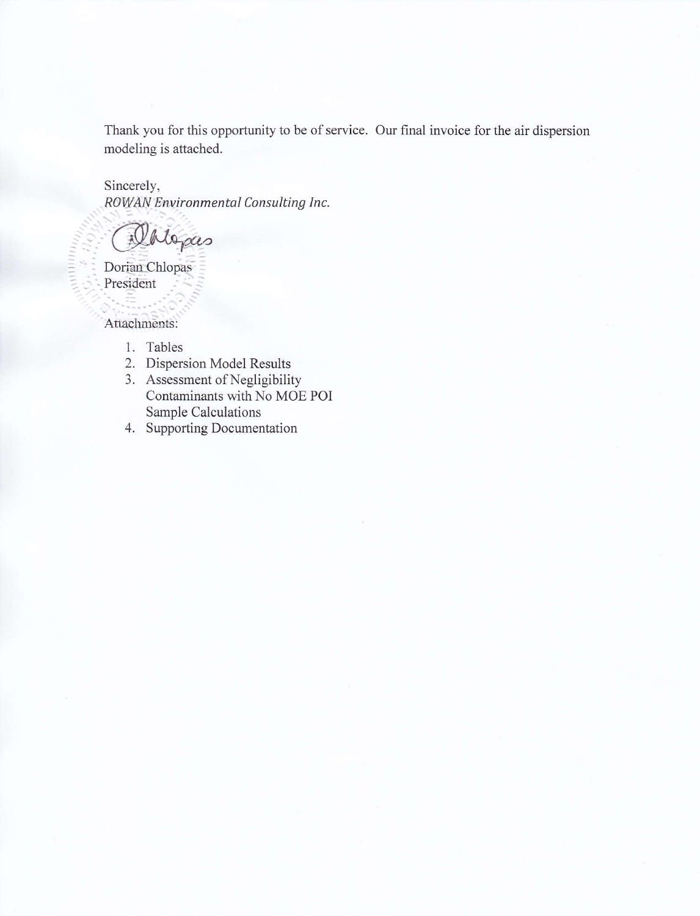Thank you for this opportunity to be of service. Our final invoice for the air dispersion modeling is attached.

Sincerely,
*ROWAN Environmental Consulting Inc.*

Dorian Chlopas
President

Attachments:

1. Tables
2. Dispersion Model Results
3. Assessment of Negligibility
   Contaminants with No MOE POI
   Sample Calculations
4. Supporting Documentation